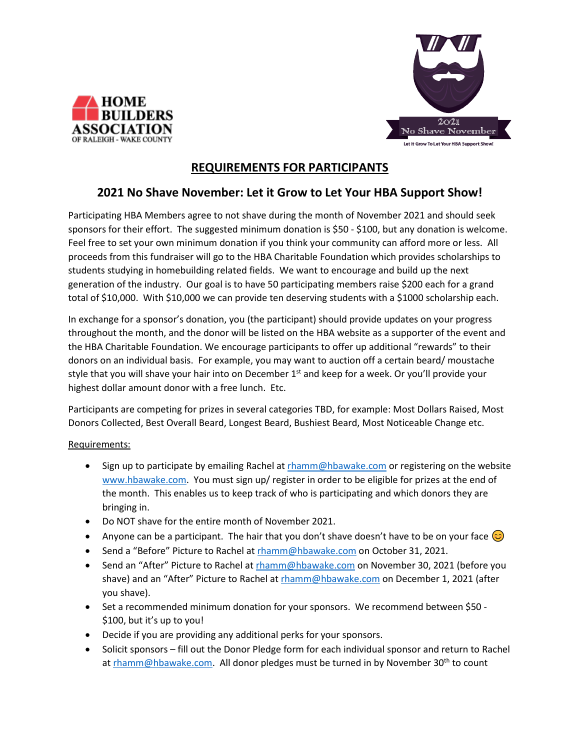HOME BUILDERS ASSOCIATION OF RALEIGH - WAKE COUNTY

2021 No Shave November

Let it Grow To Let Your HBA Support Show!

# REQUIREMENTS FOR PARTICIPANTS

## 2021 No Shave November: Let it Grow to Let Your HBA Support Show!

Participating HBA Members agree to not shave during the month of November 2021 and should seek sponsors for their effort. The suggested minimum donation is $50 - $100, but any donation is welcome. Feel free to set your own minimum donation if you think your community can afford more or less. All proceeds from this fundraiser will go to the HBA Charitable Foundation which provides scholarships to students studying in homebuilding related fields. We want to encourage and build up the next generation of the industry. Our goal is to have 50 participating members raise $200 each for a grand total of $10,000. With $10,000 we can provide ten deserving students with a $1000 scholarship each.

In exchange for a sponsor's donation, you (the participant) should provide updates on your progress throughout the month, and the donor will be listed on the HBA website as a supporter of the event and the HBA Charitable Foundation. We encourage participants to offer up additional "rewards" to their donors on an individual basis. For example, you may want to auction off a certain beard/ moustache style that you will shave your hair into on December 1st and keep for a week. Or you'll provide your highest dollar amount donor with a free lunch. Etc.

Participants are competing for prizes in several categories TBD, for example: Most Dollars Raised, Most Donors Collected, Best Overall Beard, Longest Beard, Bushiest Beard, Most Noticeable Change etc.

Requirements:

- Sign up to participate by emailing Rachel at rhamm@hbawake.com or registering on the website www.hbawake.com. You must sign up/ register in order to be eligible for prizes at the end of the month. This enables us to keep track of who is participating and which donors they are bringing in.
- Do NOT shave for the entire month of November 2021.
- Anyone can be a participant. The hair that you don't shave doesn't have to be on your face 😊
- Send a "Before" Picture to Rachel at rhamm@hbawake.com on October 31, 2021.
- Send an "After" Picture to Rachel at rhamm@hbawake.com on November 30, 2021 (before you shave) and an "After" Picture to Rachel at rhamm@hbawake.com on December 1, 2021 (after you shave).
- Set a recommended minimum donation for your sponsors. We recommend between $50 - $100, but it's up to you!
- Decide if you are providing any additional perks for your sponsors.
- Solicit sponsors – fill out the Donor Pledge form for each individual sponsor and return to Rachel at rhamm@hbawake.com. All donor pledges must be turned in by November 30th to count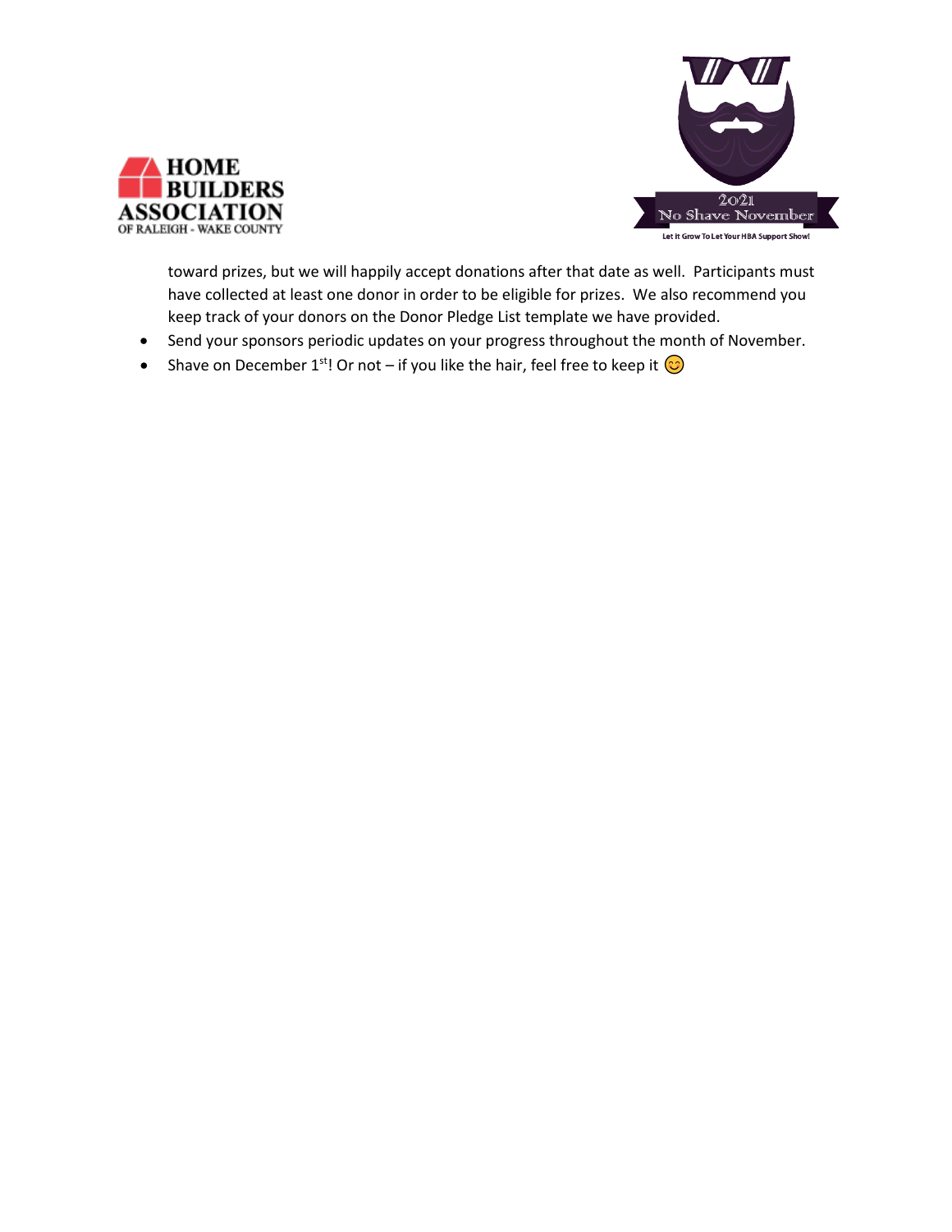toward prizes, but we will happily accept donations after that date as well. Participants must have collected at least one donor in order to be eligible for prizes. We also recommend you keep track of your donors on the Donor Pledge List template we have provided.

- Send your sponsors periodic updates on your progress throughout the month of November.
- Shave on December 1st! Or not – if you like the hair, feel free to keep it 😊